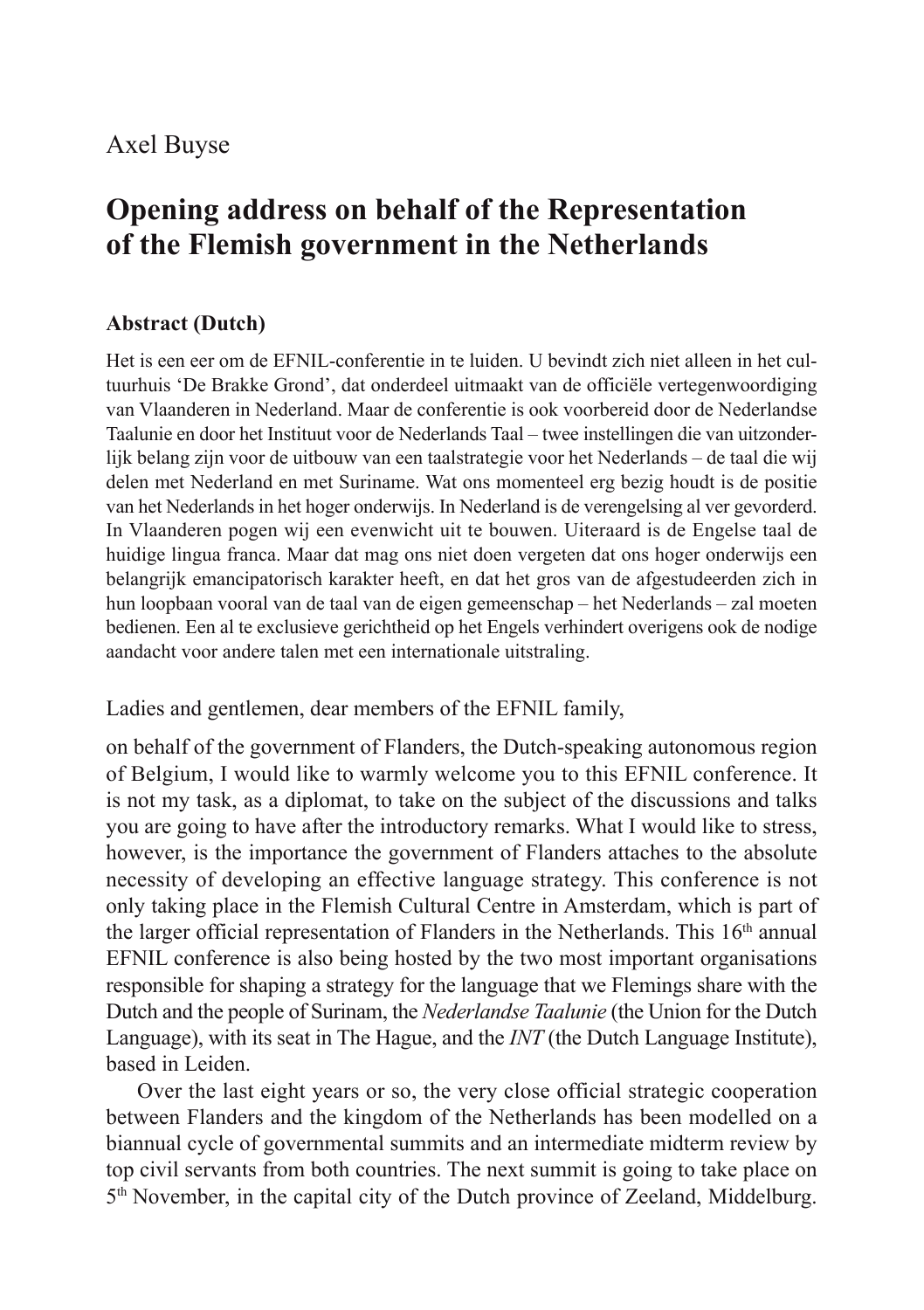Axel Buyse

# Opening address on behalf of the Representation of the Flemish government in the Netherlands

### Abstract (Dutch)

Het is een eer om de EFNIL-conferentie in te luiden. U bevindt zich niet alleen in het cultuurhuis 'De Brakke Grond', dat onderdeel uitmaakt van de officiële vertegenwoordiging van Vlaanderen in Nederland. Maar de conferentie is ook voorbereid door de Nederlandse Taalunie en door het Instituut voor de Nederlands Taal – twee instellingen die van uitzonderlijk belang zijn voor de uitbouw van een taalstrategie voor het Nederlands – de taal die wij delen met Nederland en met Suriname. Wat ons momenteel erg bezig houdt is de positie van het Nederlands in het hoger onderwijs. In Nederland is de verengelsing al ver gevorderd. In Vlaanderen pogen wij een evenwicht uit te bouwen. Uiteraard is de Engelse taal de huidige lingua franca. Maar dat mag ons niet doen vergeten dat ons hoger onderwijs een belangrijk emancipatorisch karakter heeft, en dat het gros van de afgestudeerden zich in hun loopbaan vooral van de taal van de eigen gemeenschap – het Nederlands – zal moeten bedienen. Een al te exclusieve gerichtheid op het Engels verhindert overigens ook de nodige aandacht voor andere talen met een internationale uitstraling.

Ladies and gentlemen, dear members of the EFNIL family,

on behalf of the government of Flanders, the Dutch-speaking autonomous region of Belgium, I would like to warmly welcome you to this EFNIL conference. It is not my task, as a diplomat, to take on the subject of the discussions and talks you are going to have after the introductory remarks. What I would like to stress, however, is the importance the government of Flanders attaches to the absolute necessity of developing an effective language strategy. This conference is not only taking place in the Flemish Cultural Centre in Amsterdam, which is part of the larger official representation of Flanders in the Netherlands. This 16th annual EFNIL conference is also being hosted by the two most important organisations responsible for shaping a strategy for the language that we Flemings share with the Dutch and the people of Surinam, the *Nederlandse Taalunie* (the Union for the Dutch Language), with its seat in The Hague, and the *INT* (the Dutch Language Institute), based in Leiden.

Over the last eight years or so, the very close official strategic cooperation between Flanders and the kingdom of the Netherlands has been modelled on a biannual cycle of governmental summits and an intermediate midterm review by top civil servants from both countries. The next summit is going to take place on 5th November, in the capital city of the Dutch province of Zeeland, Middelburg.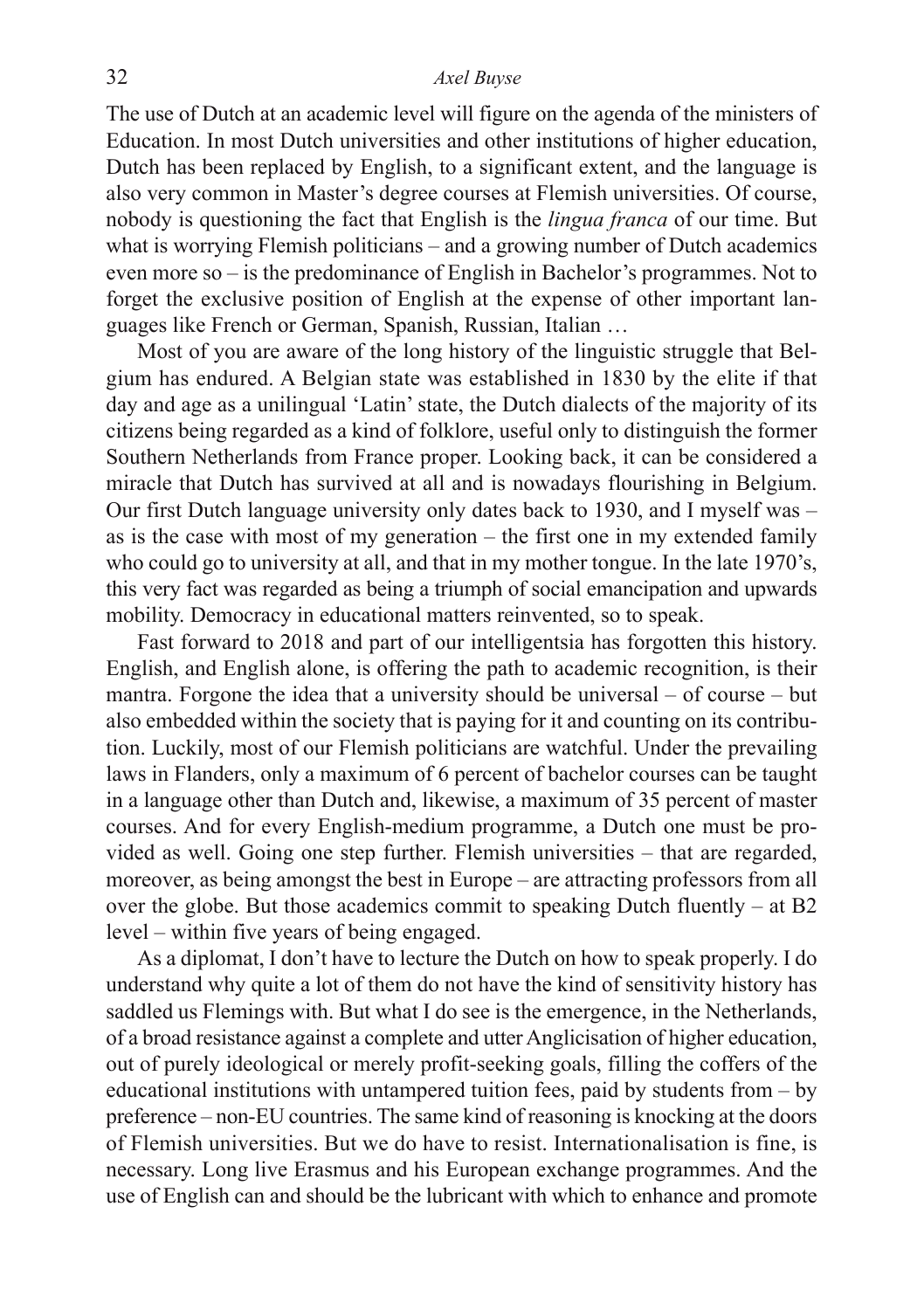The use of Dutch at an academic level will figure on the agenda of the ministers of Education. In most Dutch universities and other institutions of higher education, Dutch has been replaced by English, to a significant extent, and the language is also very common in Master's degree courses at Flemish universities. Of course, nobody is questioning the fact that English is the *lingua franca* of our time. But what is worrying Flemish politicians – and a growing number of Dutch academics even more so – is the predominance of English in Bachelor's programmes. Not to forget the exclusive position of English at the expense of other important languages like French or German, Spanish, Russian, Italian …

Most of you are aware of the long history of the linguistic struggle that Belgium has endured. A Belgian state was established in 1830 by the elite if that day and age as a unilingual 'Latin' state, the Dutch dialects of the majority of its citizens being regarded as a kind of folklore, useful only to distinguish the former Southern Netherlands from France proper. Looking back, it can be considered a miracle that Dutch has survived at all and is nowadays flourishing in Belgium. Our first Dutch language university only dates back to 1930, and I myself was – as is the case with most of my generation – the first one in my extended family who could go to university at all, and that in my mother tongue. In the late 1970's, this very fact was regarded as being a triumph of social emancipation and upwards mobility. Democracy in educational matters reinvented, so to speak.

Fast forward to 2018 and part of our intelligentsia has forgotten this history. English, and English alone, is offering the path to academic recognition, is their mantra. Forgone the idea that a university should be universal – of course – but also embedded within the society that is paying for it and counting on its contribution. Luckily, most of our Flemish politicians are watchful. Under the prevailing laws in Flanders, only a maximum of 6 percent of bachelor courses can be taught in a language other than Dutch and, likewise, a maximum of 35 percent of master courses. And for every English-medium programme, a Dutch one must be provided as well. Going one step further. Flemish universities – that are regarded, moreover, as being amongst the best in Europe – are attracting professors from all over the globe. But those academics commit to speaking Dutch fluently – at B2 level – within five years of being engaged.

As a diplomat, I don't have to lecture the Dutch on how to speak properly. I do understand why quite a lot of them do not have the kind of sensitivity history has saddled us Flemings with. But what I do see is the emergence, in the Netherlands, of a broad resistance against a complete and utter Anglicisation of higher education, out of purely ideological or merely profit-seeking goals, filling the coffers of the educational institutions with untampered tuition fees, paid by students from – by preference – non-EU countries. The same kind of reasoning is knocking at the doors of Flemish universities. But we do have to resist. Internationalisation is fine, is necessary. Long live Erasmus and his European exchange programmes. And the use of English can and should be the lubricant with which to enhance and promote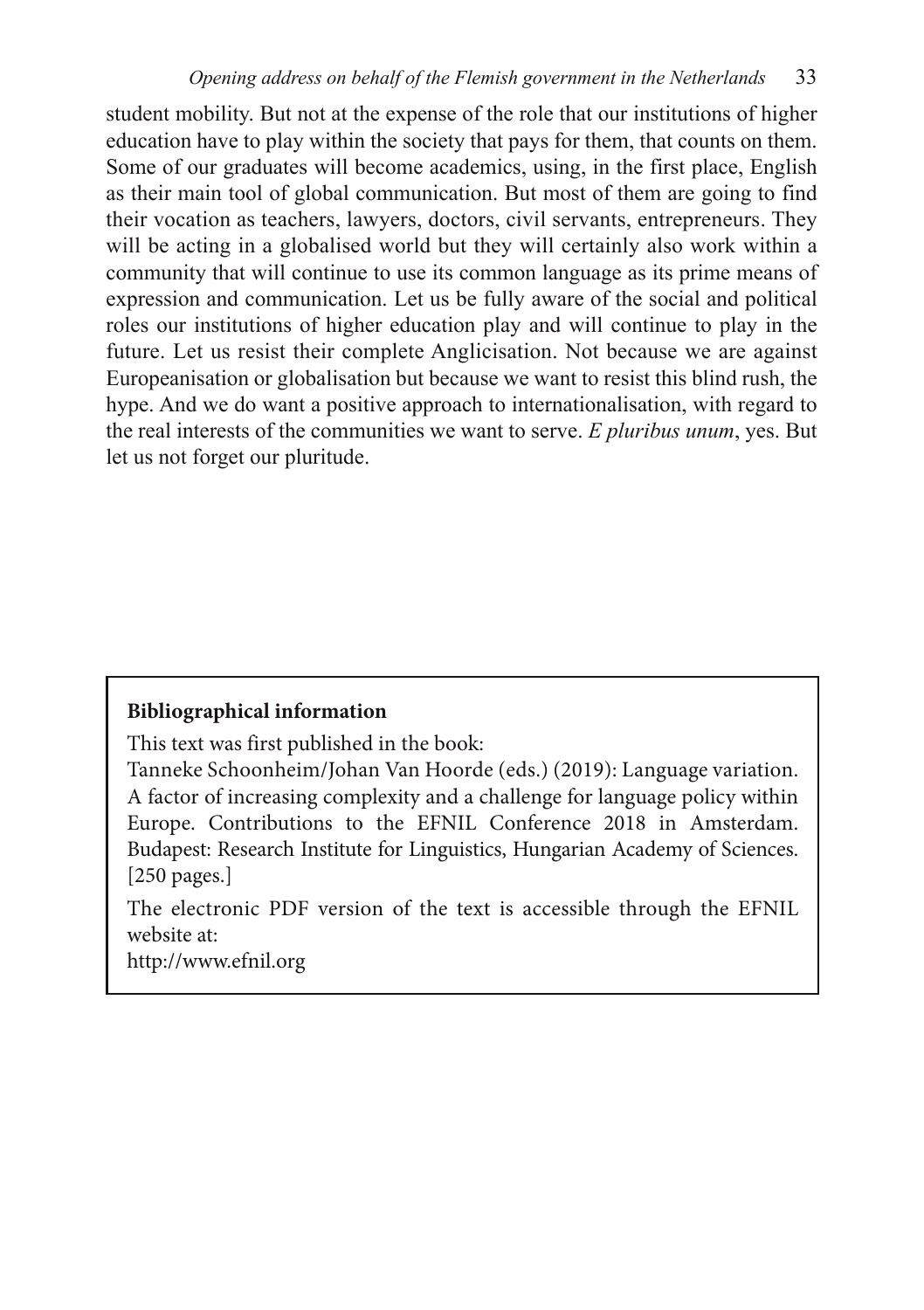student mobility. But not at the expense of the role that our institutions of higher education have to play within the society that pays for them, that counts on them. Some of our graduates will become academics, using, in the first place, English as their main tool of global communication. But most of them are going to find their vocation as teachers, lawyers, doctors, civil servants, entrepreneurs. They will be acting in a globalised world but they will certainly also work within a community that will continue to use its common language as its prime means of expression and communication. Let us be fully aware of the social and political roles our institutions of higher education play and will continue to play in the future. Let us resist their complete Anglicisation. Not because we are against Europeanisation or globalisation but because we want to resist this blind rush, the hype. And we do want a positive approach to internationalisation, with regard to the real interests of the communities we want to serve. *E pluribus unum*, yes. But let us not forget our pluritude.

**Bibliographical information**

This text was first published in the book:

Tanneke Schoonheim/Johan Van Hoorde (eds.) (2019): Language variation. A factor of increasing complexity and a challenge for language policy within Europe. Contributions to the EFNIL Conference 2018 in Amsterdam. Budapest: Research Institute for Linguistics, Hungarian Academy of Sciences. [250 pages.]

The electronic PDF version of the text is accessible through the EFNIL website at:

http://www.efnil.org